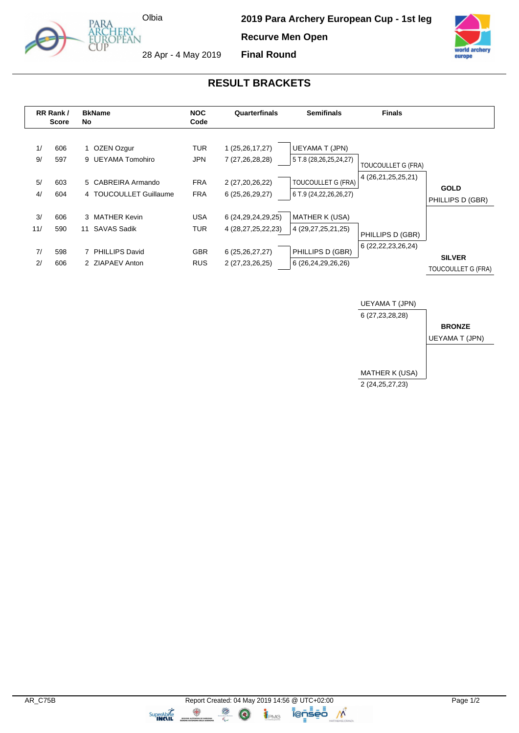Olbia

28 Apr - 4 May 2019

**2019 Para Archery European Cup - 1st leg**

**Recurve Men Open**

**Final Round**

## RESULT BRACKETS

| RR Rank / Score | | BkName No | | NOC Code | Quarterfinals | Semifinals | Finals | |
|---|---|---|---|---|---|---|---|---|
| 1/ | 606 | 1 | OZEN Ozgur | TUR | 1 (25,26,17,27) | UEYAMA T (JPN) | | |
| 9/ | 597 | 9 | UEYAMA Tomohiro | JPN | 7 (27,26,28,28) | 5 T.8 (28,26,25,24,27) | TOUCOULLET G (FRA) | |
| 5/ | 603 | 5 | CABREIRA Armando | FRA | 2 (27,20,26,22) | TOUCOULLET G (FRA) | 4 (26,21,25,25,21) | **GOLD** |
| 4/ | 604 | 4 | TOUCOULLET Guillaume | FRA | 6 (25,26,29,27) | 6 T.9 (24,22,26,26,27) | | PHILLIPS D (GBR) |
| 3/ | 606 | 3 | MATHER Kevin | USA | 6 (24,29,24,29,25) | MATHER K (USA) | | |
| 11/ | 590 | 11 | SAVAS Sadik | TUR | 4 (28,27,25,22,23) | 4 (29,27,25,21,25) | PHILLIPS D (GBR) | |
| 7/ | 598 | 7 | PHILLIPS David | GBR | 6 (25,26,27,27) | PHILLIPS D (GBR) | 6 (22,22,23,26,24) | **SILVER** |
| 2/ | 606 | 2 | ZIAPAEV Anton | RUS | 2 (27,23,26,25) | 6 (26,24,29,26,26) | | TOUCOULLET G (FRA) |

| Bronze Match | |
|---|---|
| UEYAMA T (JPN) | |
| 6 (27,23,28,28) | **BRONZE** |
| | UEYAMA T (JPN) |
| MATHER K (USA) | |
| 2 (24,25,27,23) | |

AR_C75B

Report Created: 04 May 2019 14:56 @ UTC+02:00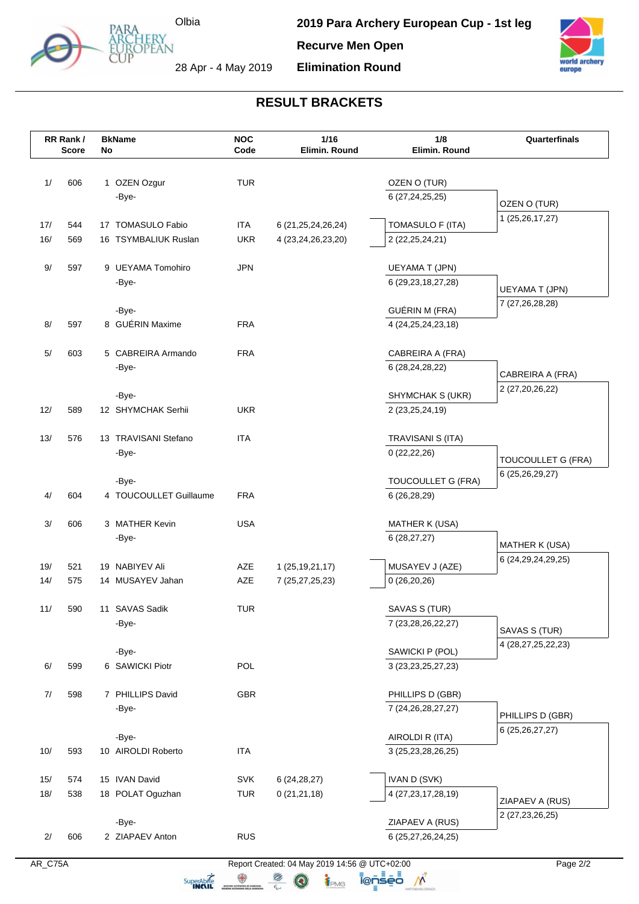# 2019 Para Archery European Cup - 1st leg

Olbia

28 Apr - 4 May 2019

**Recurve Men Open**

**Elimination Round**

## RESULT BRACKETS

| RR Rank / Score | | BkName No | | NOC Code | 1/16 Elimin. Round | 1/8 Elimin. Round | Quarterfinals |
|---|---|---|---|---|---|---|---|
| 1/ | 606 | 1 | OZEN Ozgur | TUR | | OZEN O (TUR) | |
| | | | -Bye- | | | 6 (27,24,25,25) | OZEN O (TUR) |
| 17/ | 544 | 17 | TOMASULO Fabio | ITA | 6 (21,25,24,26,24) | TOMASULO F (ITA) | 1 (25,26,17,27) |
| 16/ | 569 | 16 | TSYMBALIUK Ruslan | UKR | 4 (23,24,26,23,20) | 2 (22,25,24,21) | |
| 9/ | 597 | 9 | UEYAMA Tomohiro | JPN | | UEYAMA T (JPN) | |
| | | | -Bye- | | | 6 (29,23,18,27,28) | UEYAMA T (JPN) |
| | | | -Bye- | | | GUÉRIN M (FRA) | 7 (27,26,28,28) |
| 8/ | 597 | 8 | GUÉRIN Maxime | FRA | | 4 (24,25,24,23,18) | |
| 5/ | 603 | 5 | CABREIRA Armando | FRA | | CABREIRA A (FRA) | |
| | | | -Bye- | | | 6 (28,24,28,22) | CABREIRA A (FRA) |
| | | | -Bye- | | | SHYMCHAK S (UKR) | 2 (27,20,26,22) |
| 12/ | 589 | 12 | SHYMCHAK Serhii | UKR | | 2 (23,25,24,19) | |
| 13/ | 576 | 13 | TRAVISANI Stefano | ITA | | TRAVISANI S (ITA) | |
| | | | -Bye- | | | 0 (22,22,26) | TOUCOULLET G (FRA) |
| | | | -Bye- | | | TOUCOULLET G (FRA) | 6 (25,26,29,27) |
| 4/ | 604 | 4 | TOUCOULLET Guillaume | FRA | | 6 (26,28,29) | |
| 3/ | 606 | 3 | MATHER Kevin | USA | | MATHER K (USA) | |
| | | | -Bye- | | | 6 (28,27,27) | MATHER K (USA) |
| 19/ | 521 | 19 | NABIYEV Ali | AZE | 1 (25,19,21,17) | MUSAYEV J (AZE) | 6 (24,29,24,29,25) |
| 14/ | 575 | 14 | MUSAYEV Jahan | AZE | 7 (25,27,25,23) | 0 (26,20,26) | |
| 11/ | 590 | 11 | SAVAS Sadik | TUR | | SAVAS S (TUR) | |
| | | | -Bye- | | | 7 (23,28,26,22,27) | SAVAS S (TUR) |
| | | | -Bye- | | | SAWICKI P (POL) | 4 (28,27,25,22,23) |
| 6/ | 599 | 6 | SAWICKI Piotr | POL | | 3 (23,23,25,27,23) | |
| 7/ | 598 | 7 | PHILLIPS David | GBR | | PHILLIPS D (GBR) | |
| | | | -Bye- | | | 7 (24,26,28,27,27) | PHILLIPS D (GBR) |
| | | | -Bye- | | | AIROLDI R (ITA) | 6 (25,26,27,27) |
| 10/ | 593 | 10 | AIROLDI Roberto | ITA | | 3 (25,23,28,26,25) | |
| 15/ | 574 | 15 | IVAN David | SVK | 6 (24,28,27) | IVAN D (SVK) | |
| 18/ | 538 | 18 | POLAT Oguzhan | TUR | 0 (21,21,18) | 4 (27,23,17,28,19) | ZIAPAEV A (RUS) |
| | | | -Bye- | | | ZIAPAEV A (RUS) | 2 (27,23,26,25) |
| 2/ | 606 | 2 | ZIAPAEV Anton | RUS | | 6 (25,27,26,24,25) | |

AR_C75A

Report Created: 04 May 2019 14:56 @ UTC+02:00